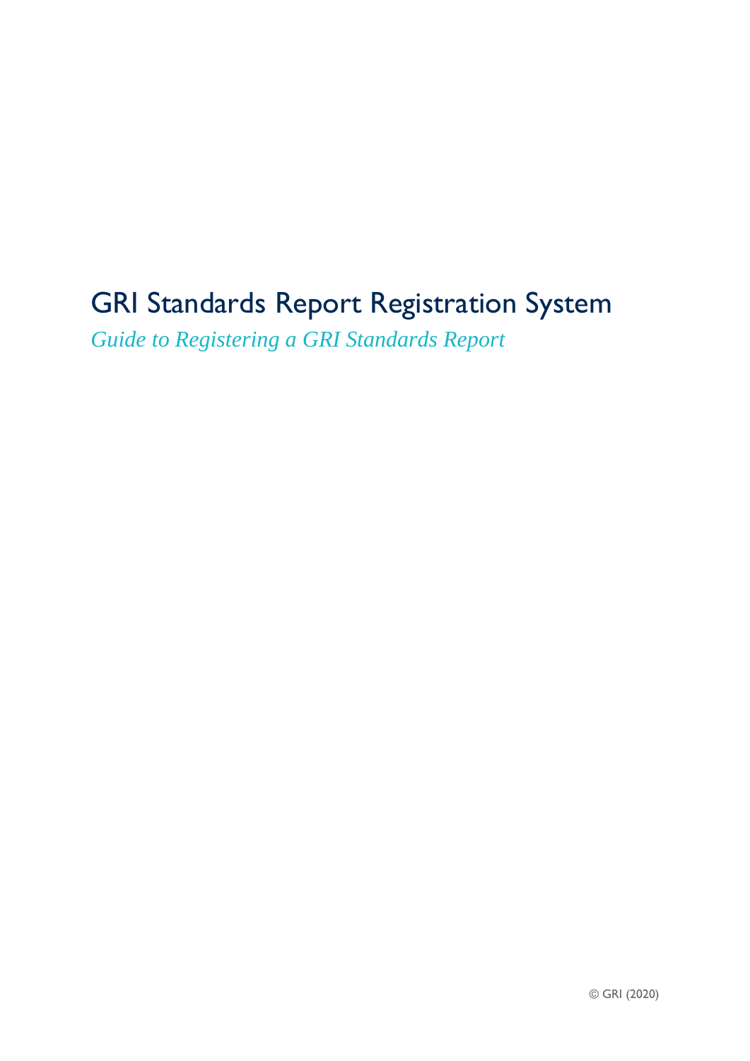# GRI Standards Report Registration System

*Guide to Registering a GRI Standards Report*

© GRI (2020)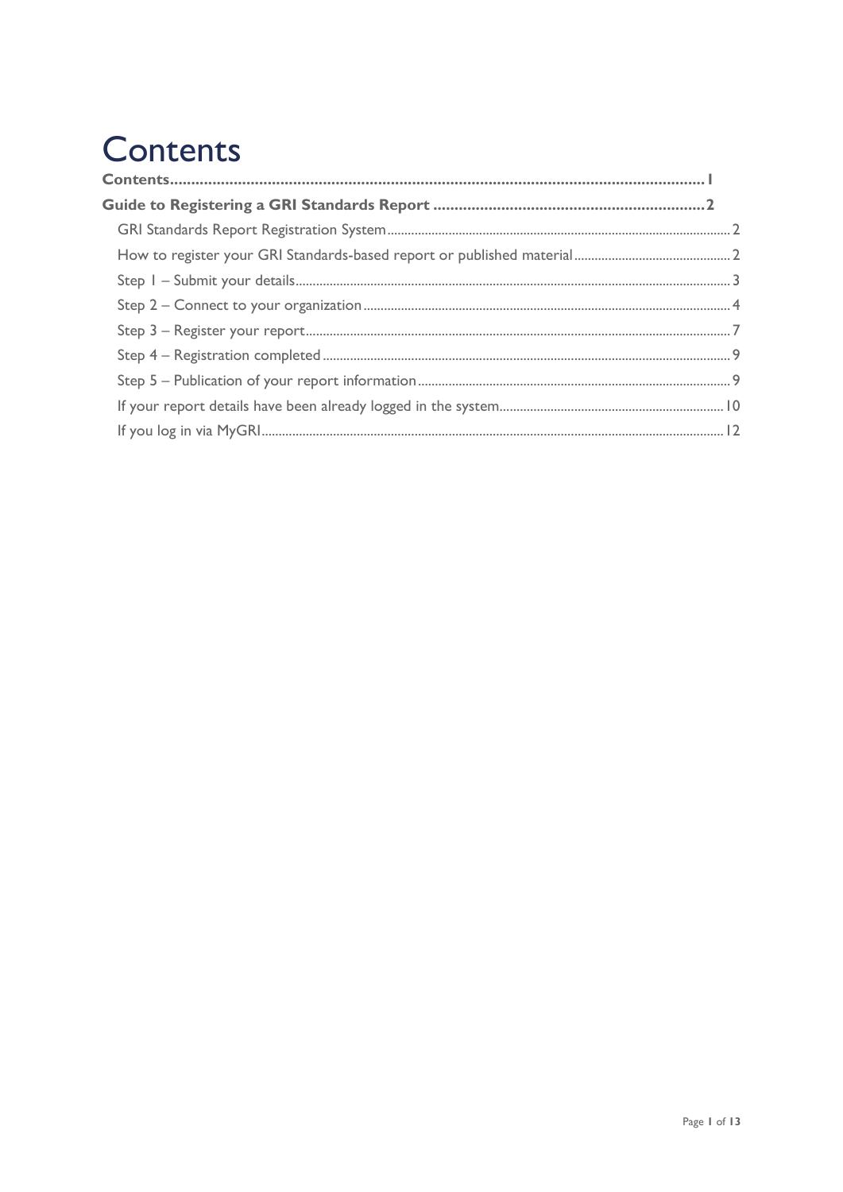# Contents

**Contents......................................................................................................................1**

**Guide to Registering a GRI Standards Report ..................................................................2**

- GRI Standards Report Registration System ........................................................................................2
- How to register your GRI Standards-based report or published material ..............................................2
- Step 1 – Submit your details................................................................................................................3
- Step 2 – Connect to your organization ................................................................................................4
- Step 3 – Register your report..............................................................................................................7
- Step 4 – Registration completed .........................................................................................................9
- Step 5 – Publication of your report information .................................................................................9
- If your report details have been already logged in the system..............................................................10
- If you log in via MyGRI......................................................................................................................12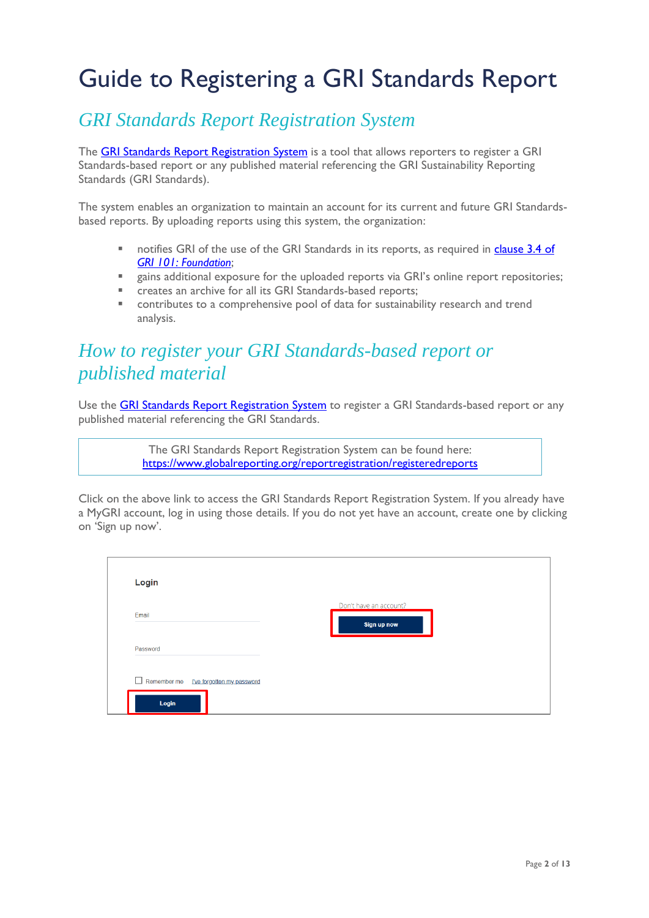# Guide to Registering a GRI Standards Report

## GRI Standards Report Registration System

The GRI Standards Report Registration System is a tool that allows reporters to register a GRI Standards-based report or any published material referencing the GRI Sustainability Reporting Standards (GRI Standards).

The system enables an organization to maintain an account for its current and future GRI Standards-based reports. By uploading reports using this system, the organization:

- notifies GRI of the use of the GRI Standards in its reports, as required in clause 3.4 of *GRI 101: Foundation*;
- gains additional exposure for the uploaded reports via GRI's online report repositories;
- creates an archive for all its GRI Standards-based reports;
- contributes to a comprehensive pool of data for sustainability research and trend analysis.

## How to register your GRI Standards-based report or published material

Use the GRI Standards Report Registration System to register a GRI Standards-based report or any published material referencing the GRI Standards.

> The GRI Standards Report Registration System can be found here:
> https://www.globalreporting.org/reportregistration/registeredreports

Click on the above link to access the GRI Standards Report Registration System. If you already have a MyGRI account, log in using those details. If you do not yet have an account, create one by clicking on 'Sign up now'.

Login

Email

Password

Remember me    I've forgotten my password

Login

Don't have an account?

Sign up now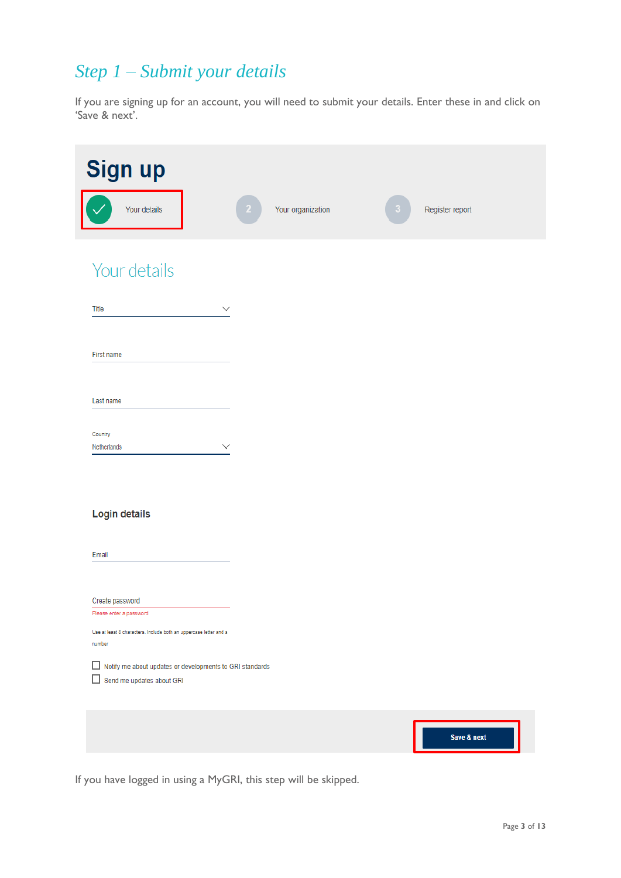## *Step 1 – Submit your details*

If you are signing up for an account, you will need to submit your details. Enter these in and click on 'Save & next'.

# Sign up

Your details | 2 Your organization | 3 Register report

## Your details

Title

First name

Last name

Country
Netherlands

### Login details

Email

Create password
Please enter a password

Use at least 8 characters. Include both an uppercase letter and a number

- [ ] Notify me about updates or developments to GRI standards
- [ ] Send me updates about GRI

**Save & next**

If you have logged in using a MyGRI, this step will be skipped.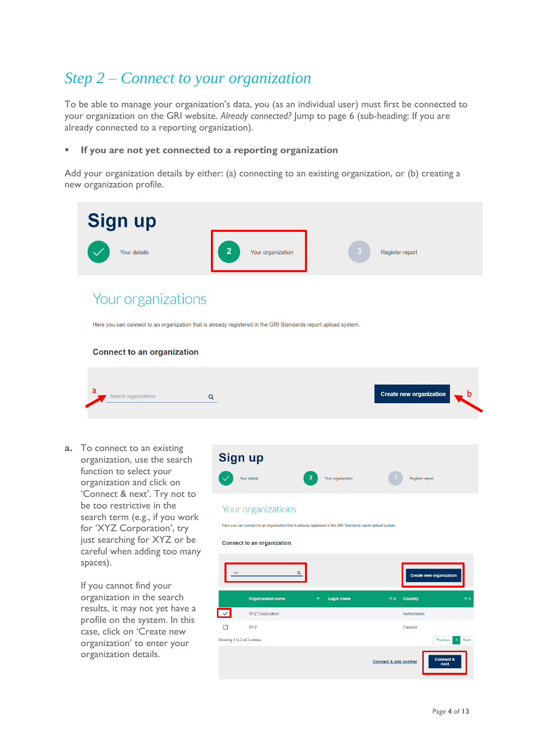## *Step 2 – Connect to your organization*

To be able to manage your organization's data, you (as an individual user) must first be connected to your organization on the GRI website. *Already connected?* Jump to page 6 (sub-heading: If you are already connected to a reporting organization).

- **If you are not yet connected to a reporting organization**

Add your organization details by either: (a) connecting to an existing organization, or (b) creating a new organization profile.

**a.** To connect to an existing organization, use the search function to select your organization and click on 'Connect & next'. Try not to be too restrictive in the search term (e.g., if you work for 'XYZ Corporation', try just searching for XYZ or be careful when adding too many spaces).

If you cannot find your organization in the search results, it may not yet have a profile on the system. In this case, click on 'Create new organization' to enter your organization details.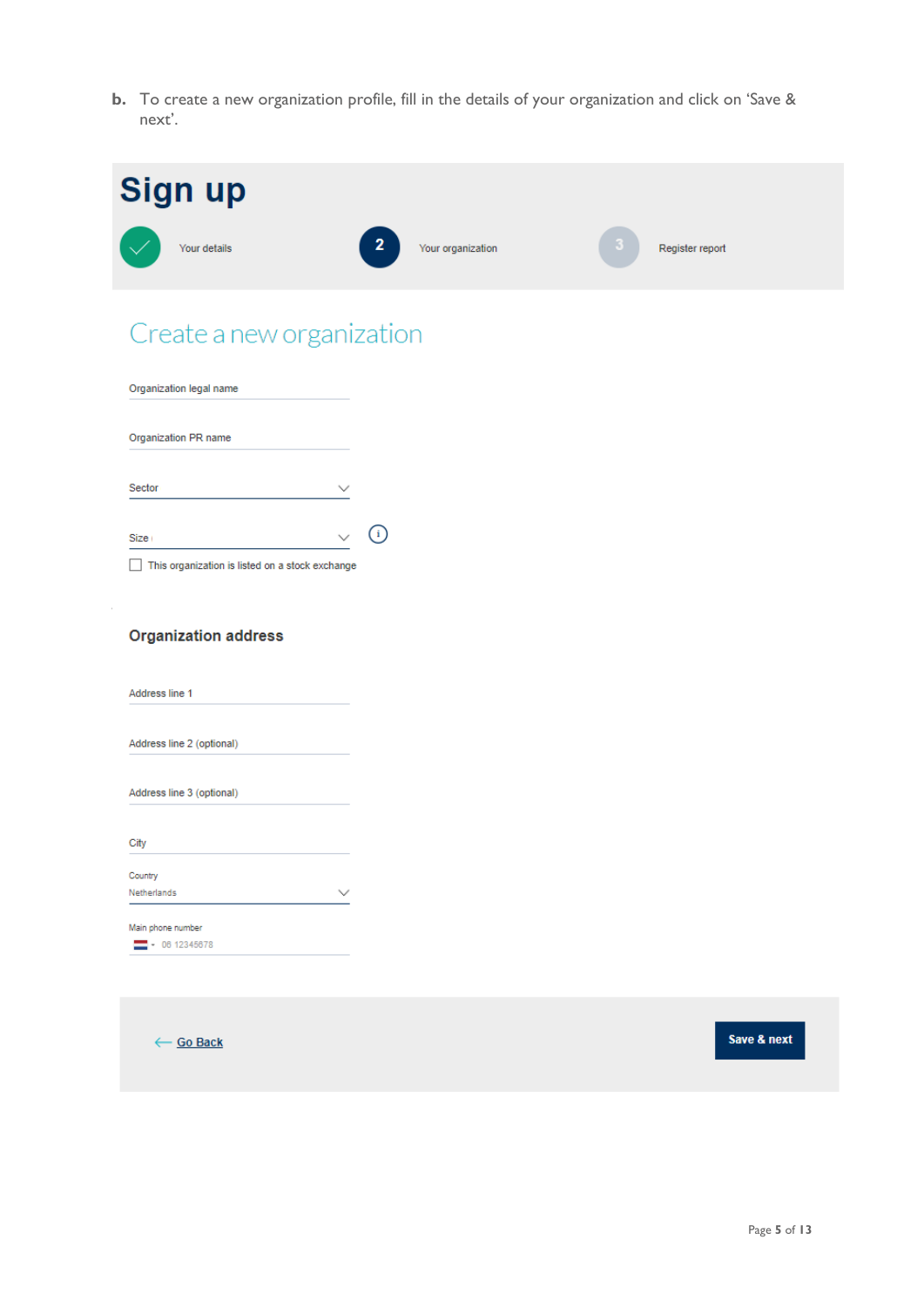**b.** To create a new organization profile, fill in the details of your organization and click on 'Save & next'.

# Sign up

Your details — Your organization (2) — Register report (3)

## Create a new organization

Organization legal name

Organization PR name

Sector

Size

☐ This organization is listed on a stock exchange

### Organization address

Address line 1

Address line 2 (optional)

Address line 3 (optional)

City

Country
Netherlands

Main phone number
06 12345678

← Go Back

**Save & next**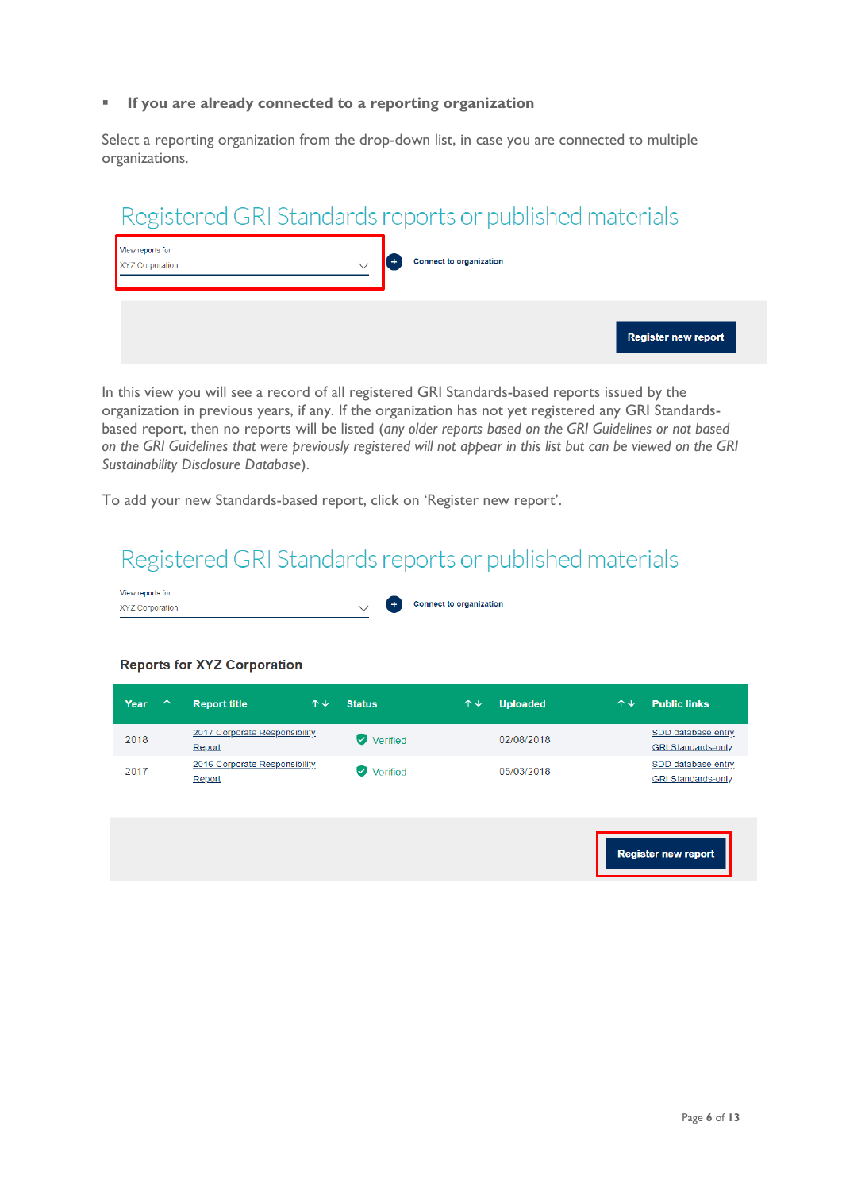- **If you are already connected to a reporting organization**

Select a reporting organization from the drop-down list, in case you are connected to multiple organizations.

Registered GRI Standards reports or published materials

View reports for
XYZ Corporation

Connect to organization

Register new report

In this view you will see a record of all registered GRI Standards-based reports issued by the organization in previous years, if any. If the organization has not yet registered any GRI Standards-based report, then no reports will be listed (*any older reports based on the GRI Guidelines or not based on the GRI Guidelines that were previously registered will not appear in this list but can be viewed on the GRI Sustainability Disclosure Database*).

To add your new Standards-based report, click on 'Register new report'.

Registered GRI Standards reports or published materials

View reports for
XYZ Corporation

Connect to organization

**Reports for XYZ Corporation**

| Year | Report title | Status | Uploaded | Public links |
|---|---|---|---|---|
| 2018 | 2017 Corporate Responsibility Report | Verified | 02/08/2018 | SDD database entry<br>GRI Standards-only |
| 2017 | 2016 Corporate Responsibility Report | Verified | 05/03/2018 | SDD database entry<br>GRI Standards-only |

Register new report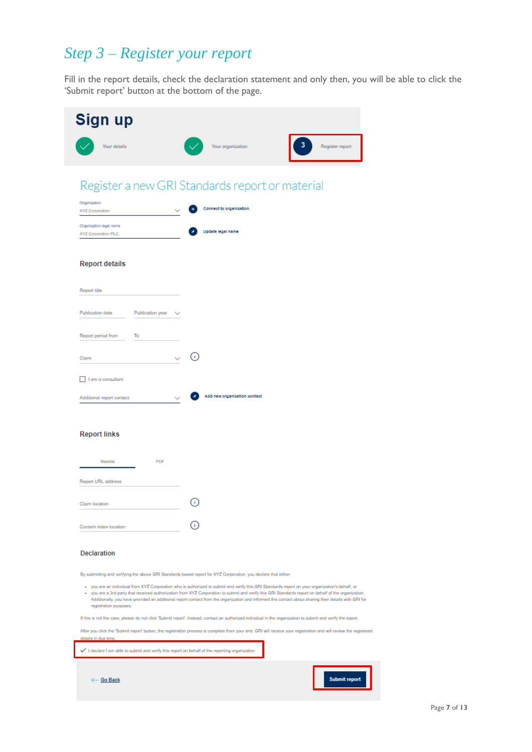## *Step 3 – Register your report*

Fill in the report details, check the declaration statement and only then, you will be able to click the 'Submit report' button at the bottom of the page.

# Sign up

Your details

Your organization

3 Register report

## Register a new GRI Standards report or material

Organization
XYZ Corporation

Connect to organization

Organization legal name
XYZ Corporation PLC

Update legal name

### Report details

Report title

Publication date

Publication year

Report period from

To

Claim

I am a consultant

Additional report contact

Add new organization contact

### Report links

Website

PDF

Report URL address

Claim location

Content index location

### Declaration

By submitting and verifying the above GRI Standards-based report for XYZ Corporation, you declare that either:

- you are an individual from XYZ Corporation who is authorized to submit and verify this GRI Standards report on your organization's behalf, or
- you are a 3rd party that received authorization from XYZ Corporation to submit and verify this GRI Standards report on behalf of the organization. Additionally, you have provided an additional report contact from the organization and informed this contact about sharing their details with GRI for registration purposes.

If this is not the case, please do not click 'Submit report'. Instead, contact an authorized individual in the organization to submit and verify the report.

After you click the 'Submit report' button, the registration process is complete from your end. GRI will receive your registration and will review the registered details in due time.

✓ I declare I am able to submit and verify this report on behalf of the reporting organization

← Go Back

Submit report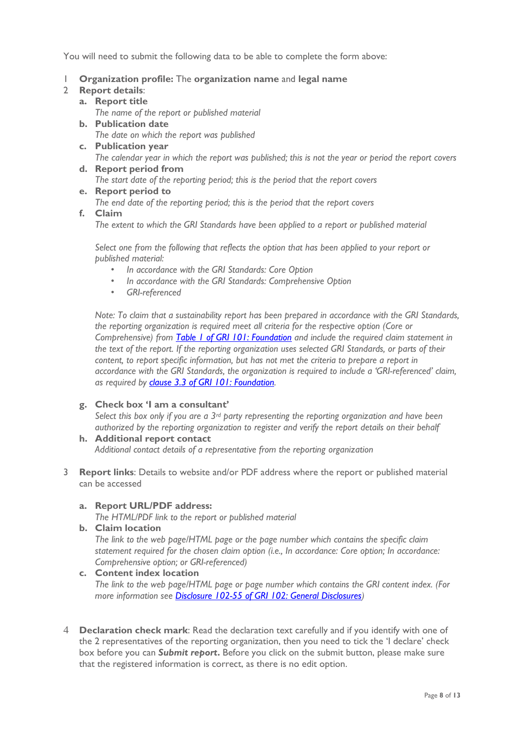You will need to submit the following data to be able to complete the form above:

1. **Organization profile:** The **organization name** and **legal name**
2. **Report details**:
   a. **Report title**
      *The name of the report or published material*
   b. **Publication date**
      *The date on which the report was published*
   c. **Publication year**
      *The calendar year in which the report was published; this is not the year or period the report covers*
   d. **Report period from**
      *The start date of the reporting period; this is the period that the report covers*
   e. **Report period to**
      *The end date of the reporting period; this is the period that the report covers*
   f. **Claim**
      *The extent to which the GRI Standards have been applied to a report or published material*

      *Select one from the following that reflects the option that has been applied to your report or published material:*
      - *In accordance with the GRI Standards: Core Option*
      - *In accordance with the GRI Standards: Comprehensive Option*
      - *GRI-referenced*

      *Note: To claim that a sustainability report has been prepared in accordance with the GRI Standards, the reporting organization is required meet all criteria for the respective option (Core or Comprehensive) from [Table 1 of GRI 101: Foundation] and include the required claim statement in the text of the report. If the reporting organization uses selected GRI Standards, or parts of their content, to report specific information, but has not met the criteria to prepare a report in accordance with the GRI Standards, the organization is required to include a 'GRI-referenced' claim, as required by [clause 3.3 of GRI 101: Foundation].*

   g. **Check box 'I am a consultant'**
      *Select this box only if you are a 3rd party representing the reporting organization and have been authorized by the reporting organization to register and verify the report details on their behalf*
   h. **Additional report contact**
      *Additional contact details of a representative from the reporting organization*

3. **Report links**: Details to website and/or PDF address where the report or published material can be accessed

   a. **Report URL/PDF address:**
      *The HTML/PDF link to the report or published material*
   b. **Claim location**
      *The link to the web page/HTML page or the page number which contains the specific claim statement required for the chosen claim option (i.e., In accordance: Core option; In accordance: Comprehensive option; or GRI-referenced)*
   c. **Content index location**
      *The link to the web page/HTML page or page number which contains the GRI content index. (For more information see [Disclosure 102-55 of GRI 102: General Disclosures])*

4. **Declaration check mark**: Read the declaration text carefully and if you identify with one of the 2 representatives of the reporting organization, then you need to tick the 'I declare' check box before you can ***Submit report***. Before you click on the submit button, please make sure that the registered information is correct, as there is no edit option.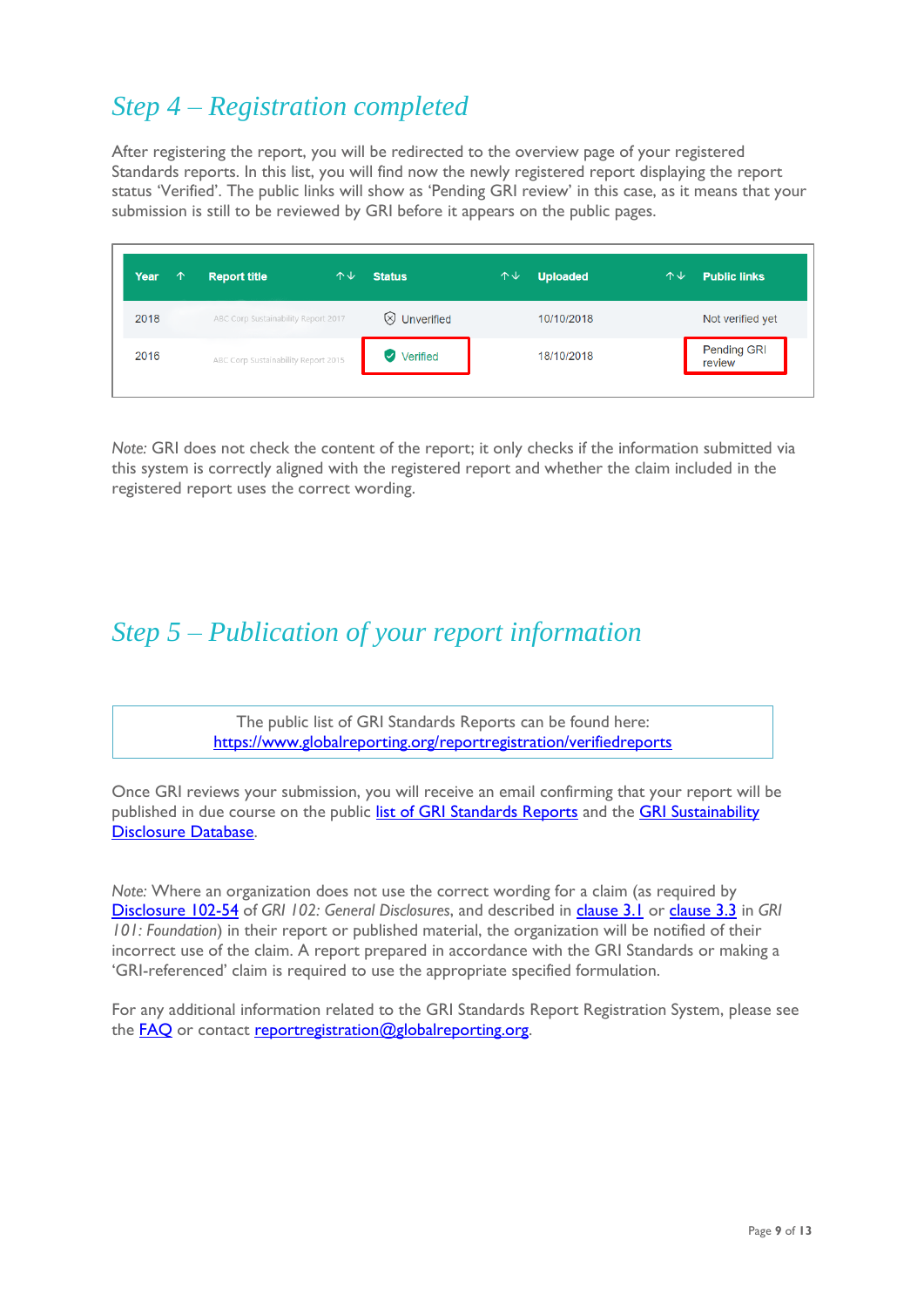## Step 4 – Registration completed

After registering the report, you will be redirected to the overview page of your registered Standards reports. In this list, you will find now the newly registered report displaying the report status 'Verified'. The public links will show as 'Pending GRI review' in this case, as it means that your submission is still to be reviewed by GRI before it appears on the public pages.

| Year ↑ | Report title ↑↓ | Status ↑↓ | Uploaded ↑↓ | Public links |
|---|---|---|---|---|
| 2018 | ABC Corp Sustainability Report 2017 | Unverified | 10/10/2018 | Not verified yet |
| 2016 | ABC Corp Sustainability Report 2015 | Verified | 18/10/2018 | Pending GRI review |

*Note:* GRI does not check the content of the report; it only checks if the information submitted via this system is correctly aligned with the registered report and whether the claim included in the registered report uses the correct wording.

## Step 5 – Publication of your report information

The public list of GRI Standards Reports can be found here:
https://www.globalreporting.org/reportregistration/verifiedreports

Once GRI reviews your submission, you will receive an email confirming that your report will be published in due course on the public list of GRI Standards Reports and the GRI Sustainability Disclosure Database.

*Note:* Where an organization does not use the correct wording for a claim (as required by Disclosure 102-54 of *GRI 102: General Disclosures*, and described in clause 3.1 or clause 3.3 in *GRI 101: Foundation*) in their report or published material, the organization will be notified of their incorrect use of the claim. A report prepared in accordance with the GRI Standards or making a 'GRI-referenced' claim is required to use the appropriate specified formulation.

For any additional information related to the GRI Standards Report Registration System, please see the FAQ or contact reportregistration@globalreporting.org.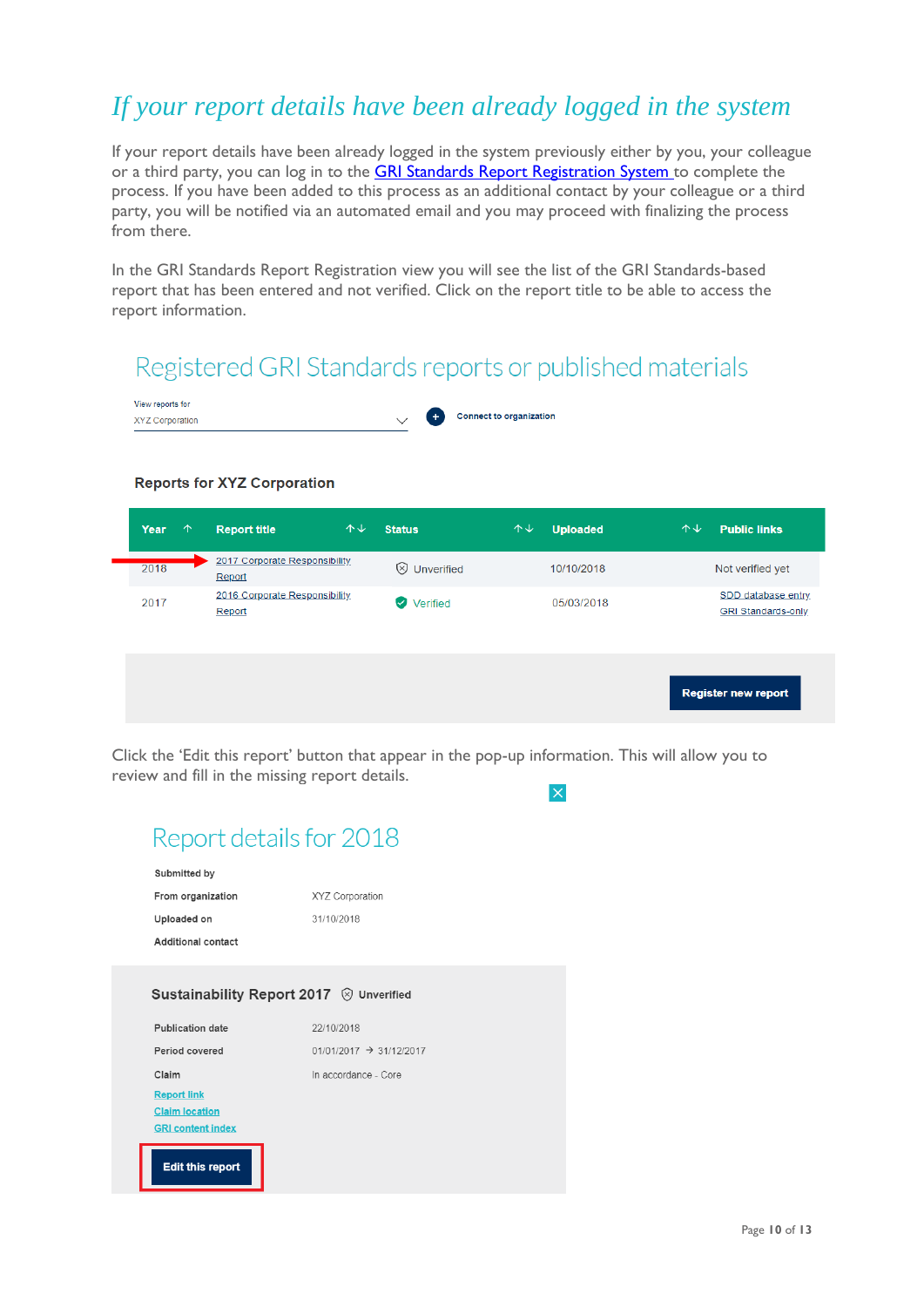## *If your report details have been already logged in the system*

If your report details have been already logged in the system previously either by you, your colleague or a third party, you can log in to the GRI Standards Report Registration System to complete the process. If you have been added to this process as an additional contact by your colleague or a third party, you will be notified via an automated email and you may proceed with finalizing the process from there.

In the GRI Standards Report Registration view you will see the list of the GRI Standards-based report that has been entered and not verified. Click on the report title to be able to access the report information.

### Registered GRI Standards reports or published materials

View reports for
XYZ Corporation

Connect to organization

**Reports for XYZ Corporation**

| Year | Report title | Status | Uploaded | Public links |
|---|---|---|---|---|
| 2018 | 2017 Corporate Responsibility Report | Unverified | 10/10/2018 | Not verified yet |
| 2017 | 2016 Corporate Responsibility Report | Verified | 05/03/2018 | SDD database entry<br>GRI Standards-only |

Register new report

Click the 'Edit this report' button that appear in the pop-up information. This will allow you to review and fill in the missing report details.

### Report details for 2018

| | |
|---|---|
| **Submitted by** | |
| **From organization** | XYZ Corporation |
| **Uploaded on** | 31/10/2018 |
| **Additional contact** | |

**Sustainability Report 2017** Unverified

| | |
|---|---|
| **Publication date** | 22/10/2018 |
| **Period covered** | 01/01/2017 → 31/12/2017 |
| **Claim** | In accordance - Core |

Report link
Claim location
GRI content index

Edit this report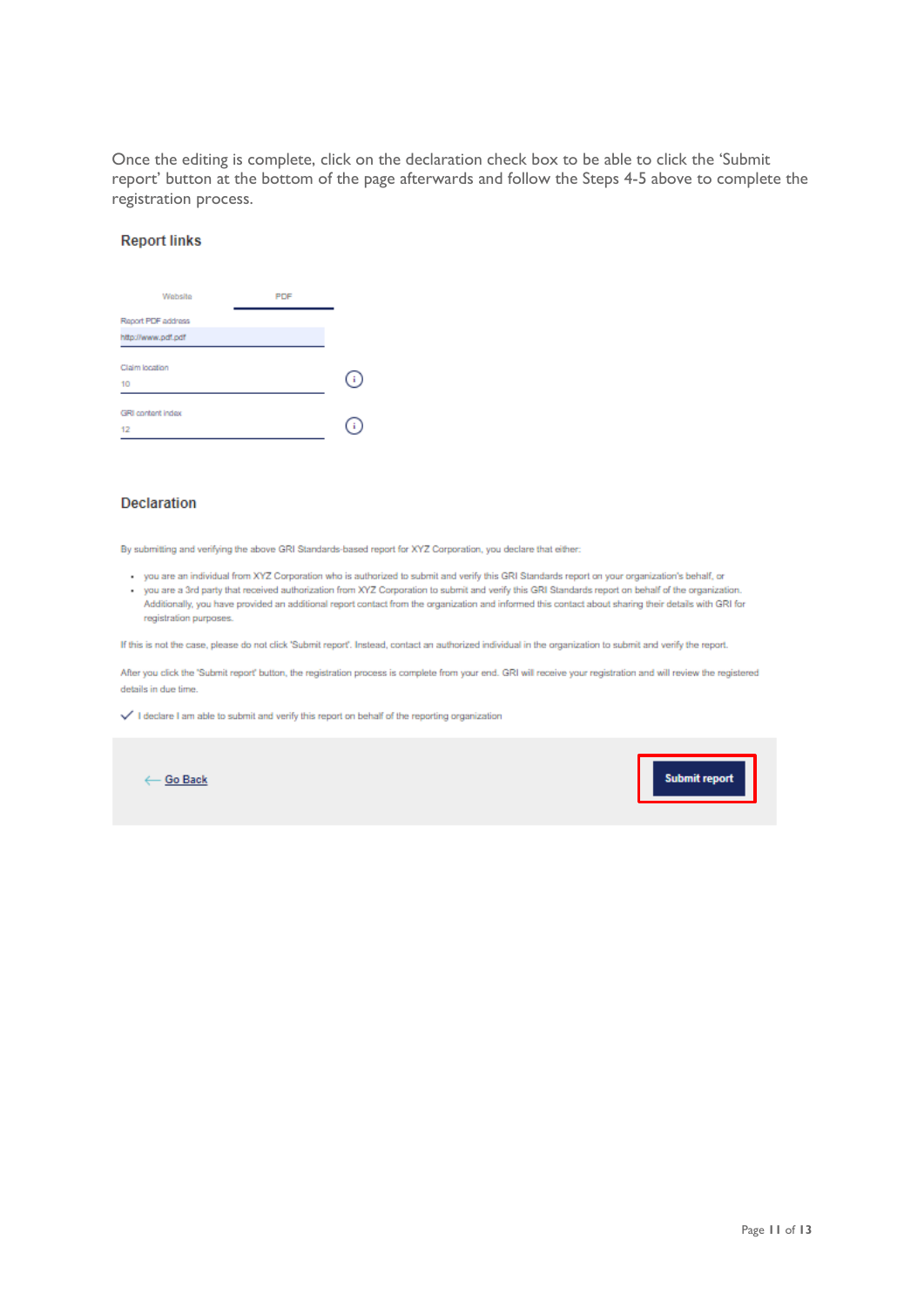Once the editing is complete, click on the declaration check box to be able to click the 'Submit report' button at the bottom of the page afterwards and follow the Steps 4-5 above to complete the registration process.

### Report links

Website | PDF

Report PDF address
http://www.pdf.pdf

Claim location
10

GRI content index
12

### Declaration

By submitting and verifying the above GRI Standards-based report for XYZ Corporation, you declare that either:

- you are an individual from XYZ Corporation who is authorized to submit and verify this GRI Standards report on your organization's behalf, or
- you are a 3rd party that received authorization from XYZ Corporation to submit and verify this GRI Standards report on behalf of the organization. Additionally, you have provided an additional report contact from the organization and informed this contact about sharing their details with GRI for registration purposes.

If this is not the case, please do not click 'Submit report'. Instead, contact an authorized individual in the organization to submit and verify the report.

After you click the 'Submit report' button, the registration process is complete from your end. GRI will receive your registration and will review the registered details in due time.

✓ I declare I am able to submit and verify this report on behalf of the reporting organization

← Go Back

Submit report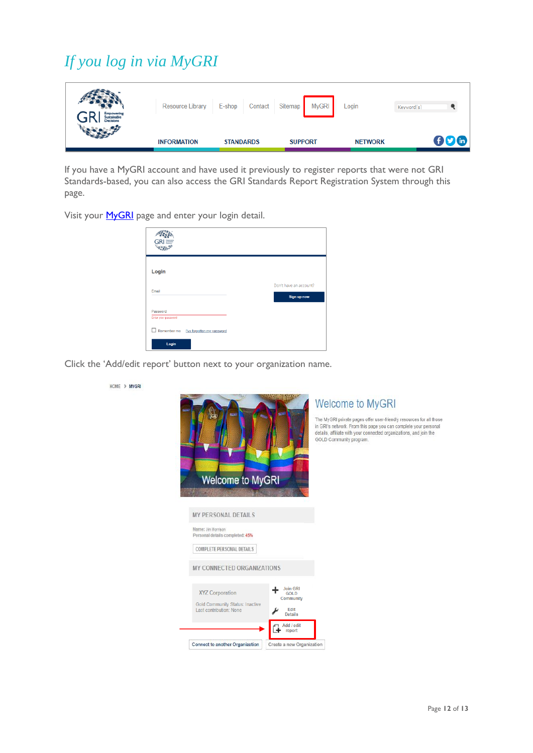## *If you log in via MyGRI*

If you have a MyGRI account and have used it previously to register reports that were not GRI Standards-based, you can also access the GRI Standards Report Registration System through this page.

Visit your [MyGRI](#) page and enter your login detail.

Click the 'Add/edit report' button next to your organization name.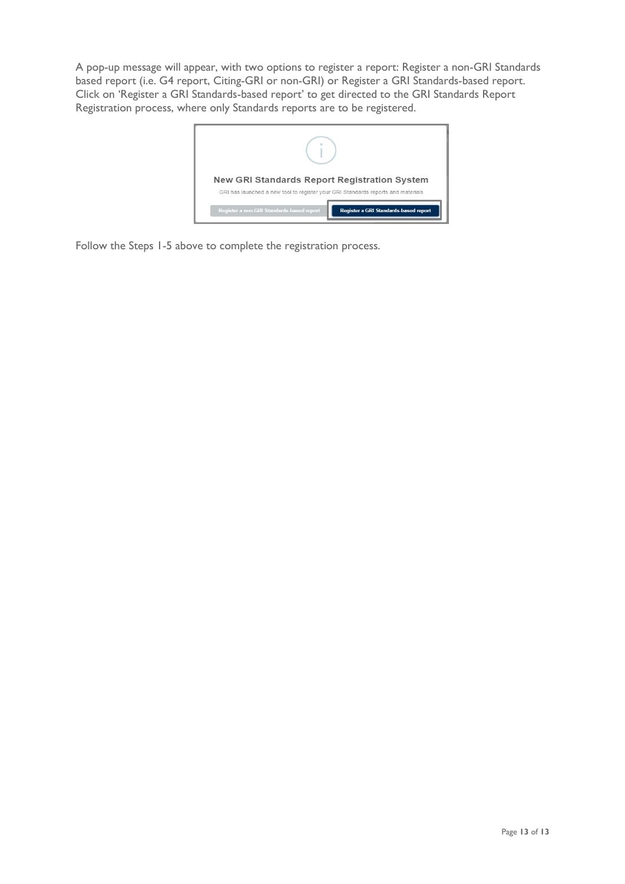A pop-up message will appear, with two options to register a report: Register a non-GRI Standards based report (i.e. G4 report, Citing-GRI or non-GRI) or Register a GRI Standards-based report. Click on 'Register a GRI Standards-based report' to get directed to the GRI Standards Report Registration process, where only Standards reports are to be registered.

New GRI Standards Report Registration System

GRI has launched a new tool to register your GRI Standards reports and materials

Register a non-GRI Standards-based report

Register a GRI Standards-based report

Follow the Steps 1-5 above to complete the registration process.